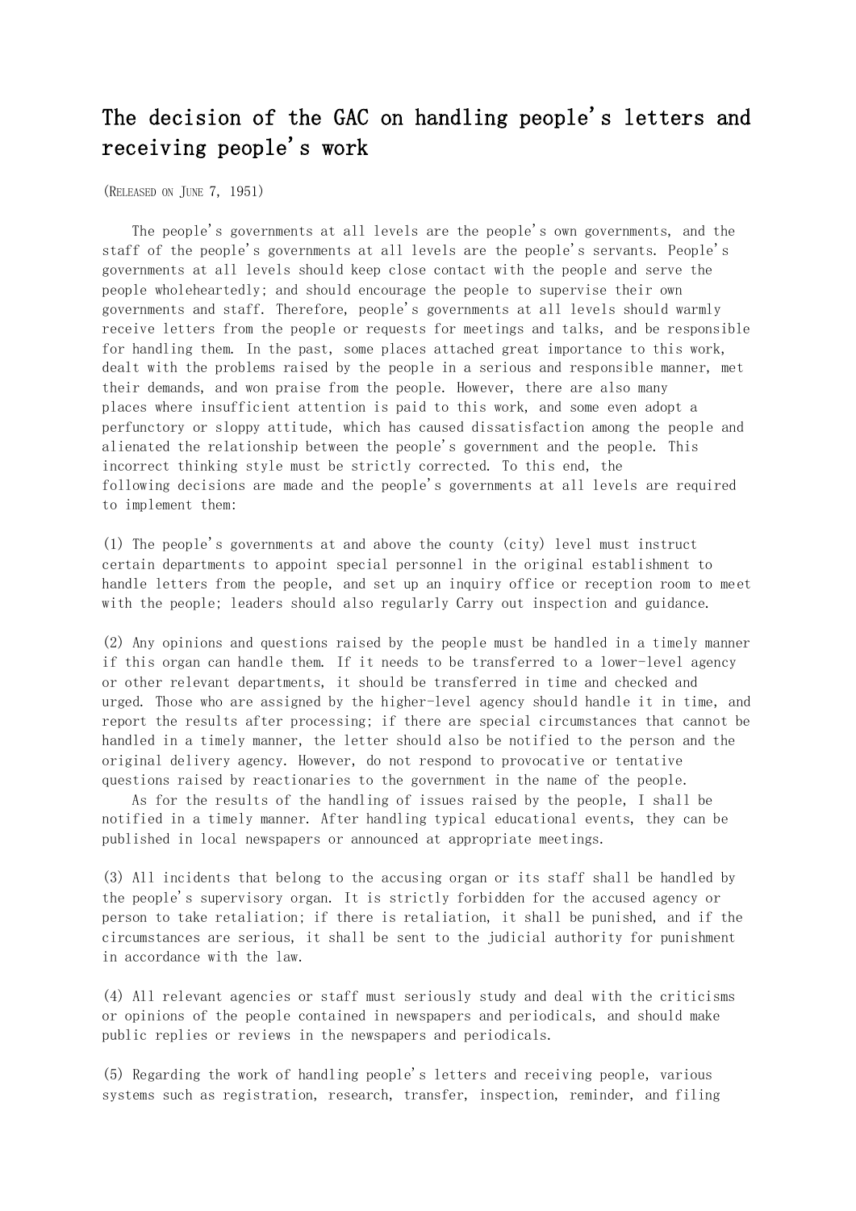# The decision of the GAC on handling people's letters and receiving people's work

(Released on June 7, 1951)

The people's governments at all levels are the people's own governments, and the staff of the people's governments at all levels are the people's servants. People's governments at all levels should keep close contact with the people and serve the people wholeheartedly; and should encourage the people to supervise their own governments and staff. Therefore, people's governments at all levels should warmly receive letters from the people or requests for meetings and talks, and be responsible for handling them. In the past, some places attached great importance to this work, dealt with the problems raised by the people in a serious and responsible manner, met their demands, and won praise from the people. However, there are also many places where insufficient attention is paid to this work, and some even adopt a perfunctory or sloppy attitude, which has caused dissatisfaction among the people and alienated the relationship between the people's government and the people. This incorrect thinking style must be strictly corrected. To this end, the following decisions are made and the people's governments at all levels are required to implement them:

(1) The people's governments at and above the county (city) level must instruct certain departments to appoint special personnel in the original establishment to handle letters from the people, and set up an inquiry office or reception room to meet with the people; leaders should also regularly Carry out inspection and guidance.

(2) Any opinions and questions raised by the people must be handled in a timely manner if this organ can handle them. If it needs to be transferred to a lower-level agency or other relevant departments, it should be transferred in time and checked and urged. Those who are assigned by the higher-level agency should handle it in time, and report the results after processing; if there are special circumstances that cannot be handled in a timely manner, the letter should also be notified to the person and the original delivery agency. However, do not respond to provocative or tentative questions raised by reactionaries to the government in the name of the people.

As for the results of the handling of issues raised by the people, I shall be notified in a timely manner. After handling typical educational events, they can be published in local newspapers or announced at appropriate meetings.

(3) All incidents that belong to the accusing organ or its staff shall be handled by the people's supervisory organ. It is strictly forbidden for the accused agency or person to take retaliation; if there is retaliation, it shall be punished, and if the circumstances are serious, it shall be sent to the judicial authority for punishment in accordance with the law.

(4) All relevant agencies or staff must seriously study and deal with the criticisms or opinions of the people contained in newspapers and periodicals, and should make public replies or reviews in the newspapers and periodicals.

(5) Regarding the work of handling people's letters and receiving people, various systems such as registration, research, transfer, inspection, reminder, and filing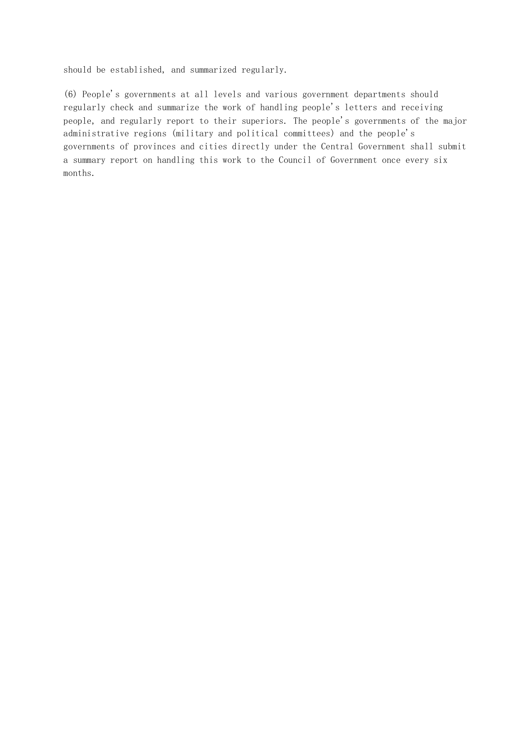should be established, and summarized regularly.

(6) People's governments at all levels and various government departments should regularly check and summarize the work of handling people's letters and receiving people, and regularly report to their superiors. The people's governments of the major administrative regions (military and political committees) and the people's governments of provinces and cities directly under the Central Government shall submit a summary report on handling this work to the Council of Government once every six months.